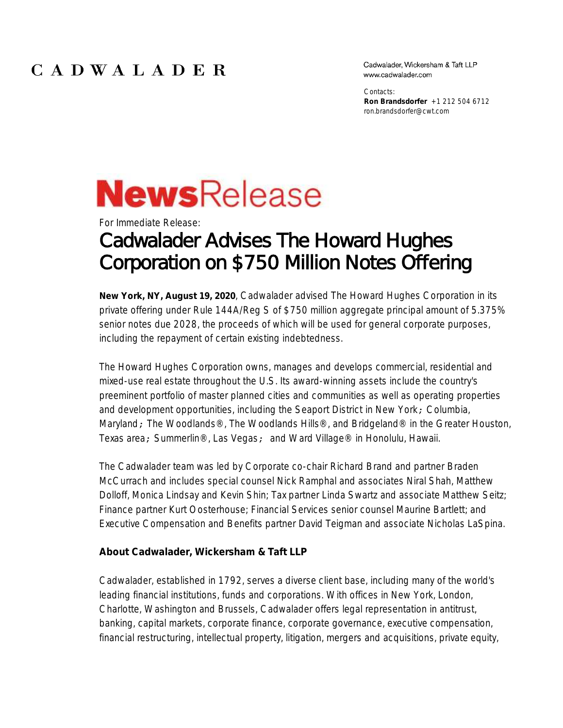CADWALADER

Cadwalader, Wickersham & Taft LLP
www.cadwalader.com

Contacts:
**Ron Brandsdorfer** +1 212 504 6712
ron.brandsdorfer@cwt.com

# NewsRelease

For Immediate Release:

## Cadwalader Advises The Howard Hughes Corporation on $750 Million Notes Offering

**New York, NY, August 19, 2020**, Cadwalader advised The Howard Hughes Corporation in its private offering under Rule 144A/Reg S of $750 million aggregate principal amount of 5.375% senior notes due 2028, the proceeds of which will be used for general corporate purposes, including the repayment of certain existing indebtedness.

The Howard Hughes Corporation owns, manages and develops commercial, residential and mixed-use real estate throughout the U.S. Its award-winning assets include the country's preeminent portfolio of master planned cities and communities as well as operating properties and development opportunities, including the Seaport District in New York; Columbia, Maryland; The Woodlands®, The Woodlands Hills®, and Bridgeland® in the Greater Houston, Texas area; Summerlin®, Las Vegas; and Ward Village® in Honolulu, Hawaii.

The Cadwalader team was led by Corporate co-chair Richard Brand and partner Braden McCurrach and includes special counsel Nick Ramphal and associates Niral Shah, Matthew Dolloff, Monica Lindsay and Kevin Shin; Tax partner Linda Swartz and associate Matthew Seitz; Finance partner Kurt Oosterhouse; Financial Services senior counsel Maurine Bartlett; and Executive Compensation and Benefits partner David Teigman and associate Nicholas LaSpina.

**About Cadwalader, Wickersham & Taft LLP**

Cadwalader, established in 1792, serves a diverse client base, including many of the world's leading financial institutions, funds and corporations. With offices in New York, London, Charlotte, Washington and Brussels, Cadwalader offers legal representation in antitrust, banking, capital markets, corporate finance, corporate governance, executive compensation, financial restructuring, intellectual property, litigation, mergers and acquisitions, private equity,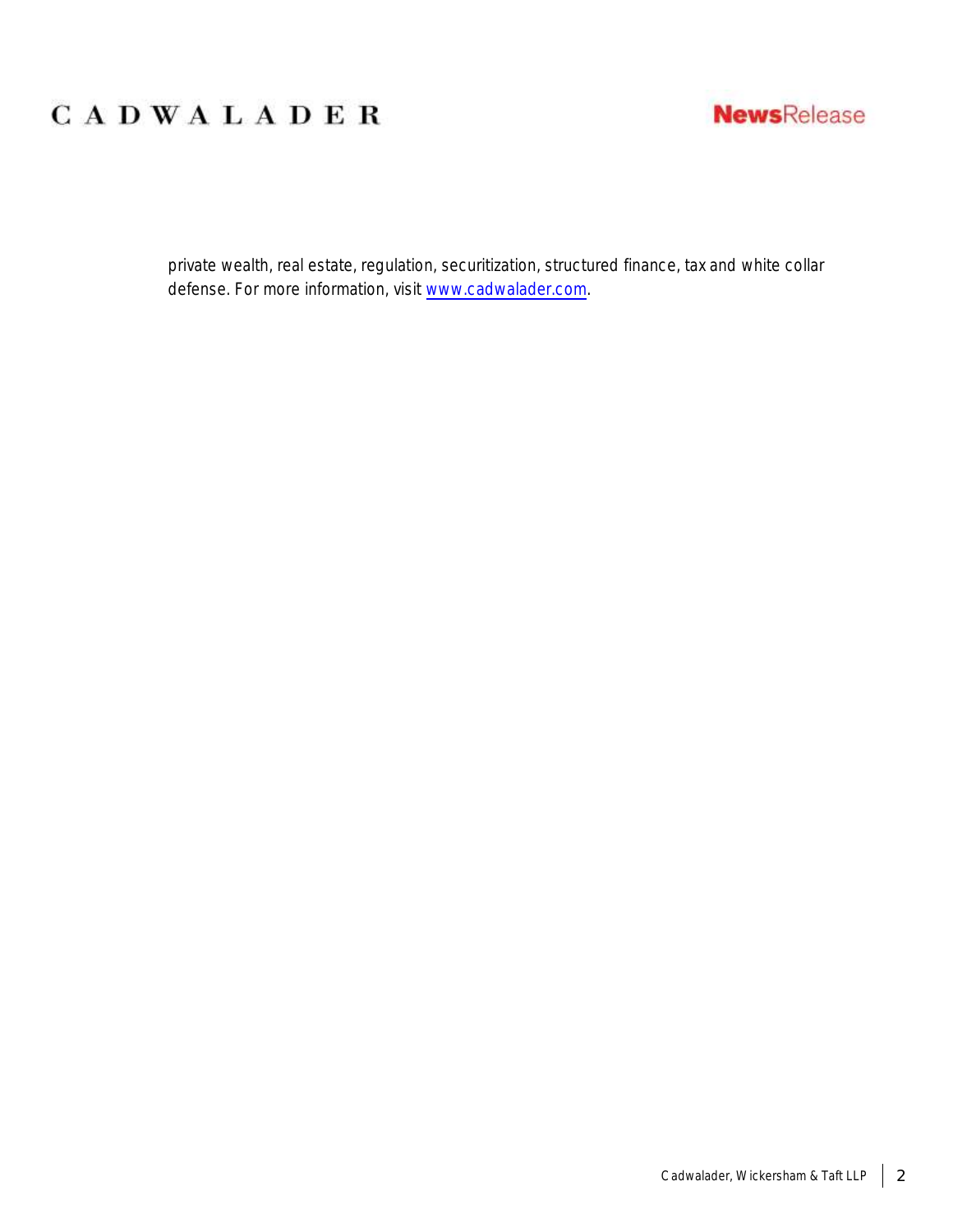private wealth, real estate, regulation, securitization, structured finance, tax and white collar defense. For more information, visit [www.cadwalader.com](http://www.cadwalader.com).